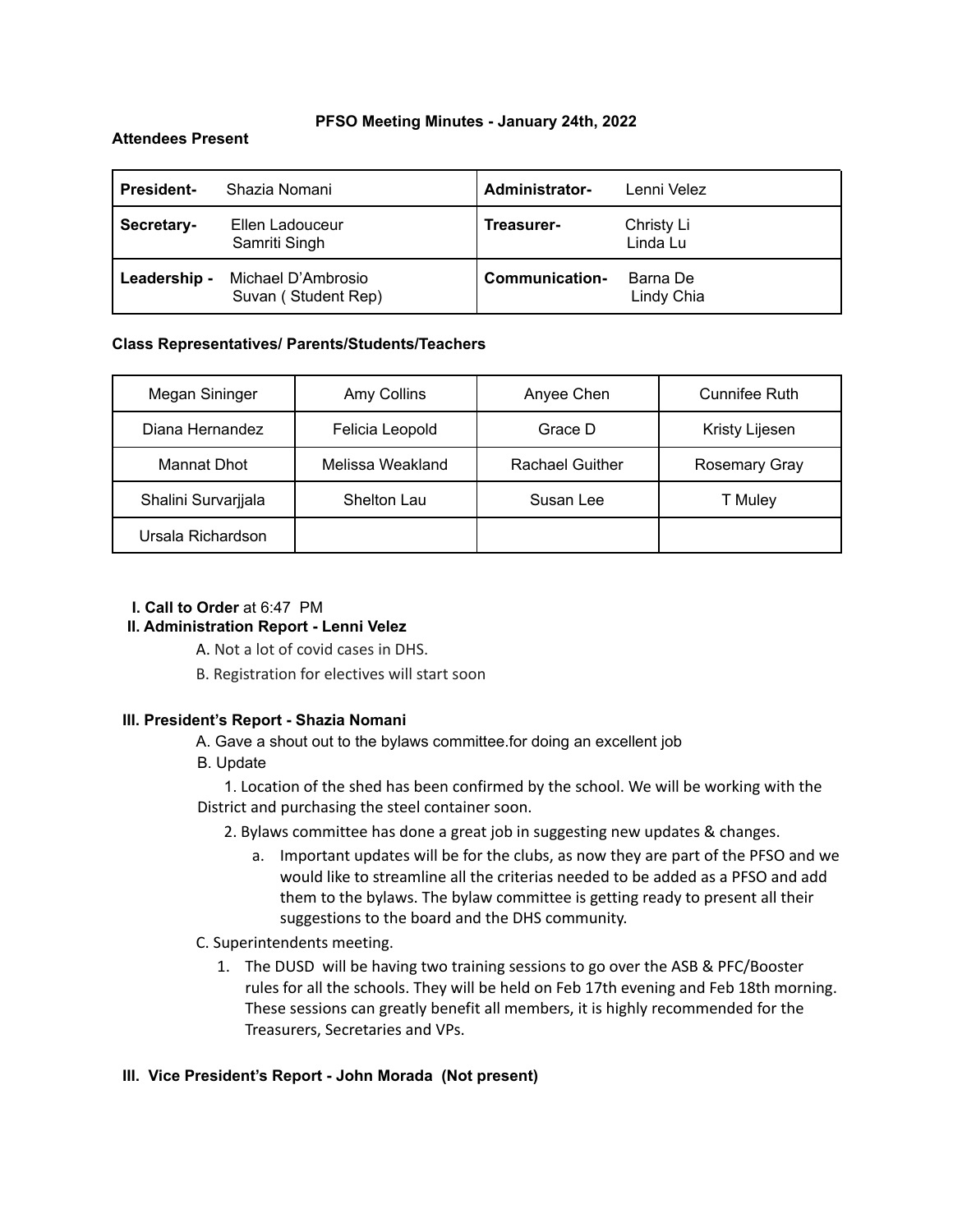**PFSO Meeting Minutes - January 24th, 2022**

**Attendees Present**

| | | | |
|---|---|---|---|
| **President-** | Shazia Nomani | **Administrator-** | Lenni Velez |
| **Secretary-** | Ellen Ladouceur<br>Samriti Singh | **Treasurer-** | Christy Li<br>Linda Lu |
| **Leadership -** | Michael D'Ambrosio<br>Suvan ( Student Rep) | **Communication-** | Barna De<br>Lindy Chia |

**Class Representatives/ Parents/Students/Teachers**

| | | | |
|---|---|---|---|
| Megan Sininger | Amy Collins | Anyee Chen | Cunnifee Ruth |
| Diana Hernandez | Felicia Leopold | Grace D | Kristy Lijesen |
| Mannat Dhot | Melissa Weakland | Rachael Guither | Rosemary Gray |
| Shalini Survarjjala | Shelton Lau | Susan Lee | T Muley |
| Ursala Richardson | | | |

**I. Call to Order** at 6:47 PM

**II. Administration Report - Lenni Velez**

A. Not a lot of covid cases in DHS.

B. Registration for electives will start soon

**III. President's Report - Shazia Nomani**

A. Gave a shout out to the bylaws committee.for doing an excellent job

B. Update

1. Location of the shed has been confirmed by the school. We will be working with the District and purchasing the steel container soon.
2. Bylaws committee has done a great job in suggesting new updates & changes.
   a. Important updates will be for the clubs, as now they are part of the PFSO and we would like to streamline all the criterias needed to be added as a PFSO and add them to the bylaws. The bylaw committee is getting ready to present all their suggestions to the board and the DHS community.

C. Superintendents meeting.

1. The DUSD will be having two training sessions to go over the ASB & PFC/Booster rules for all the schools. They will be held on Feb 17th evening and Feb 18th morning. These sessions can greatly benefit all members, it is highly recommended for the Treasurers, Secretaries and VPs.

**III. Vice President's Report - John Morada (Not present)**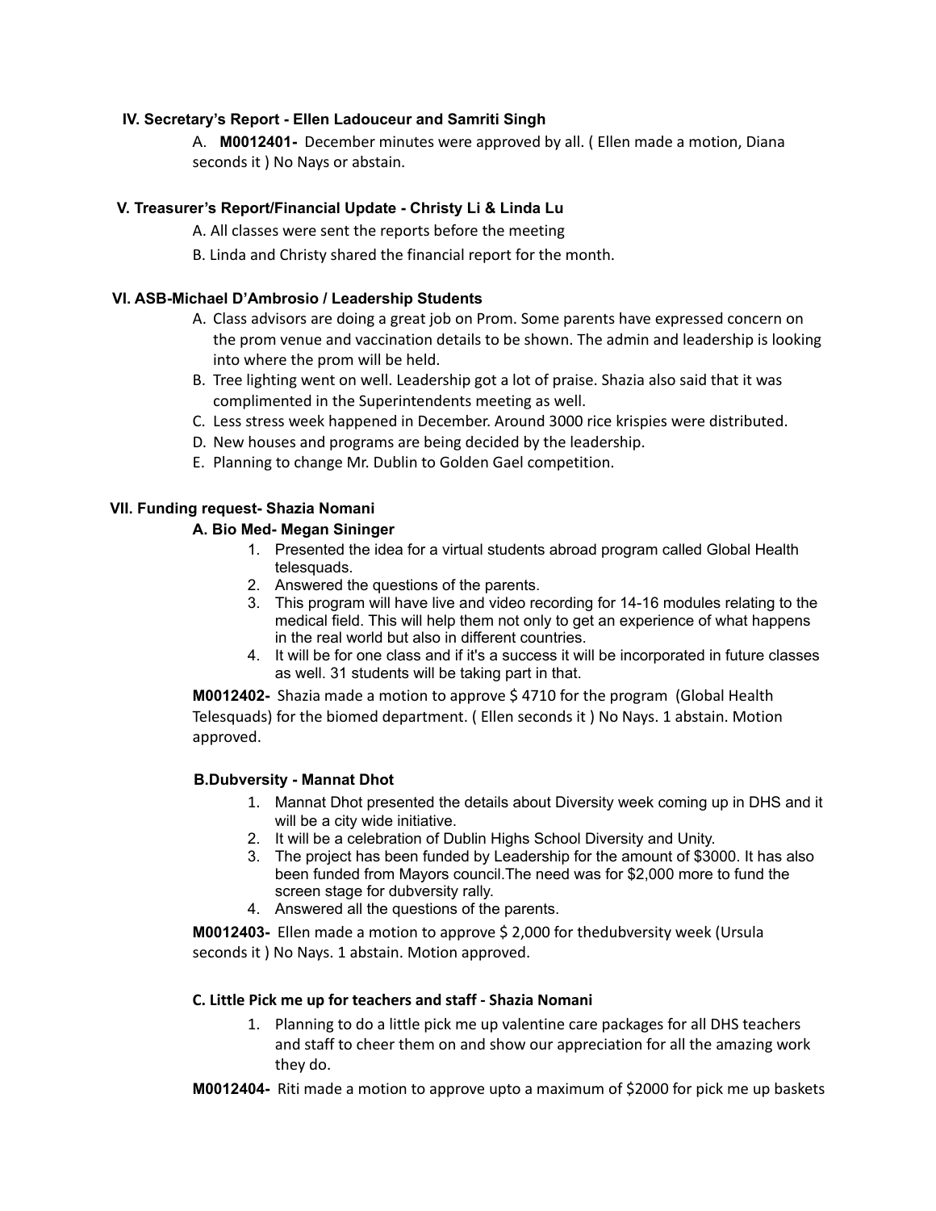### IV. Secretary's Report - Ellen Ladouceur and Samriti Singh

A. **M0012401-** December minutes were approved by all. ( Ellen made a motion, Diana seconds it ) No Nays or abstain.

### V. Treasurer's Report/Financial Update - Christy Li & Linda Lu

A. All classes were sent the reports before the meeting

B. Linda and Christy shared the financial report for the month.

### VI. ASB-Michael D'Ambrosio / Leadership Students

A. Class advisors are doing a great job on Prom. Some parents have expressed concern on the prom venue and vaccination details to be shown. The admin and leadership is looking into where the prom will be held.
B. Tree lighting went on well. Leadership got a lot of praise. Shazia also said that it was complimented in the Superintendents meeting as well.
C. Less stress week happened in December. Around 3000 rice krispies were distributed.
D. New houses and programs are being decided by the leadership.
E. Planning to change Mr. Dublin to Golden Gael competition.

### VII. Funding request- Shazia Nomani

#### A. Bio Med- Megan Sininger

1. Presented the idea for a virtual students abroad program called Global Health telesquads.
2. Answered the questions of the parents.
3. This program will have live and video recording for 14-16 modules relating to the medical field. This will help them not only to get an experience of what happens in the real world but also in different countries.
4. It will be for one class and if it's a success it will be incorporated in future classes as well. 31 students will be taking part in that.

**M0012402-** Shazia made a motion to approve $ 4710 for the program (Global Health Telesquads) for the biomed department. ( Ellen seconds it ) No Nays. 1 abstain. Motion approved.

#### B.Dubversity - Mannat Dhot

1. Mannat Dhot presented the details about Diversity week coming up in DHS and it will be a city wide initiative.
2. It will be a celebration of Dublin Highs School Diversity and Unity.
3. The project has been funded by Leadership for the amount of $3000. It has also been funded from Mayors council.The need was for $2,000 more to fund the screen stage for dubversity rally.
4. Answered all the questions of the parents.

**M0012403-** Ellen made a motion to approve $ 2,000 for thedubversity week (Ursula seconds it ) No Nays. 1 abstain. Motion approved.

#### C. Little Pick me up for teachers and staff - Shazia Nomani

1. Planning to do a little pick me up valentine care packages for all DHS teachers and staff to cheer them on and show our appreciation for all the amazing work they do.

**M0012404-** Riti made a motion to approve upto a maximum of $2000 for pick me up baskets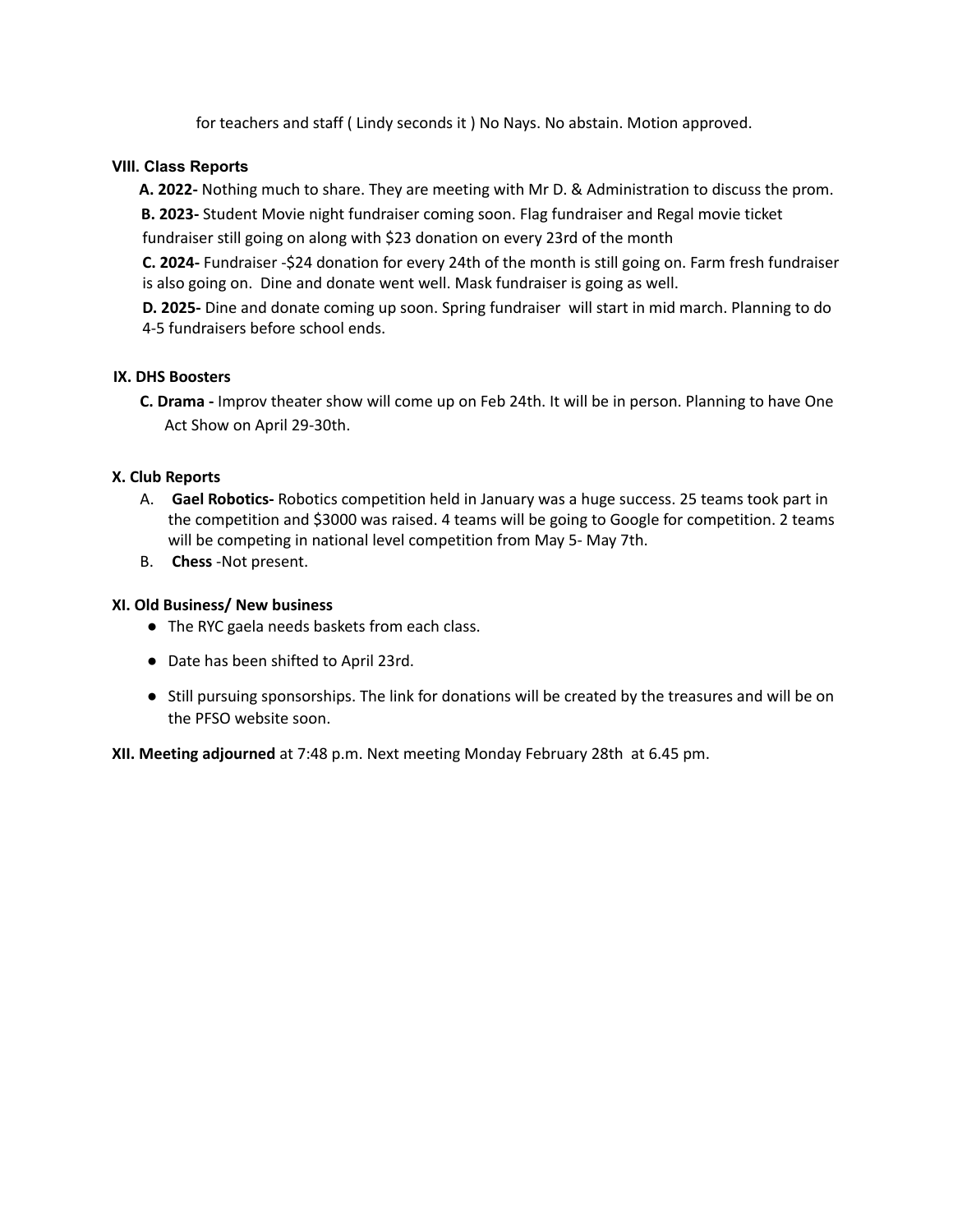for teachers and staff ( Lindy seconds it ) No Nays. No abstain. Motion approved.

### VIII. Class Reports

**A. 2022-** Nothing much to share. They are meeting with Mr D. & Administration to discuss the prom.

**B. 2023-** Student Movie night fundraiser coming soon. Flag fundraiser and Regal movie ticket fundraiser still going on along with $23 donation on every 23rd of the month

**C. 2024-** Fundraiser -$24 donation for every 24th of the month is still going on. Farm fresh fundraiser is also going on.  Dine and donate went well. Mask fundraiser is going as well.

**D. 2025-** Dine and donate coming up soon. Spring fundraiser  will start in mid march. Planning to do 4-5 fundraisers before school ends.

### IX. DHS Boosters

**C. Drama -** Improv theater show will come up on Feb 24th. It will be in person. Planning to have One Act Show on April 29-30th.

### X. Club Reports

A. **Gael Robotics-** Robotics competition held in January was a huge success. 25 teams took part in the competition and $3000 was raised. 4 teams will be going to Google for competition. 2 teams will be competing in national level competition from May 5- May 7th.

B. **Chess** -Not present.

### XI. Old Business/ New business

- The RYC gaela needs baskets from each class.
- Date has been shifted to April 23rd.
- Still pursuing sponsorships. The link for donations will be created by the treasures and will be on the PFSO website soon.

**XII. Meeting adjourned** at 7:48 p.m. Next meeting Monday February 28th  at 6.45 pm.